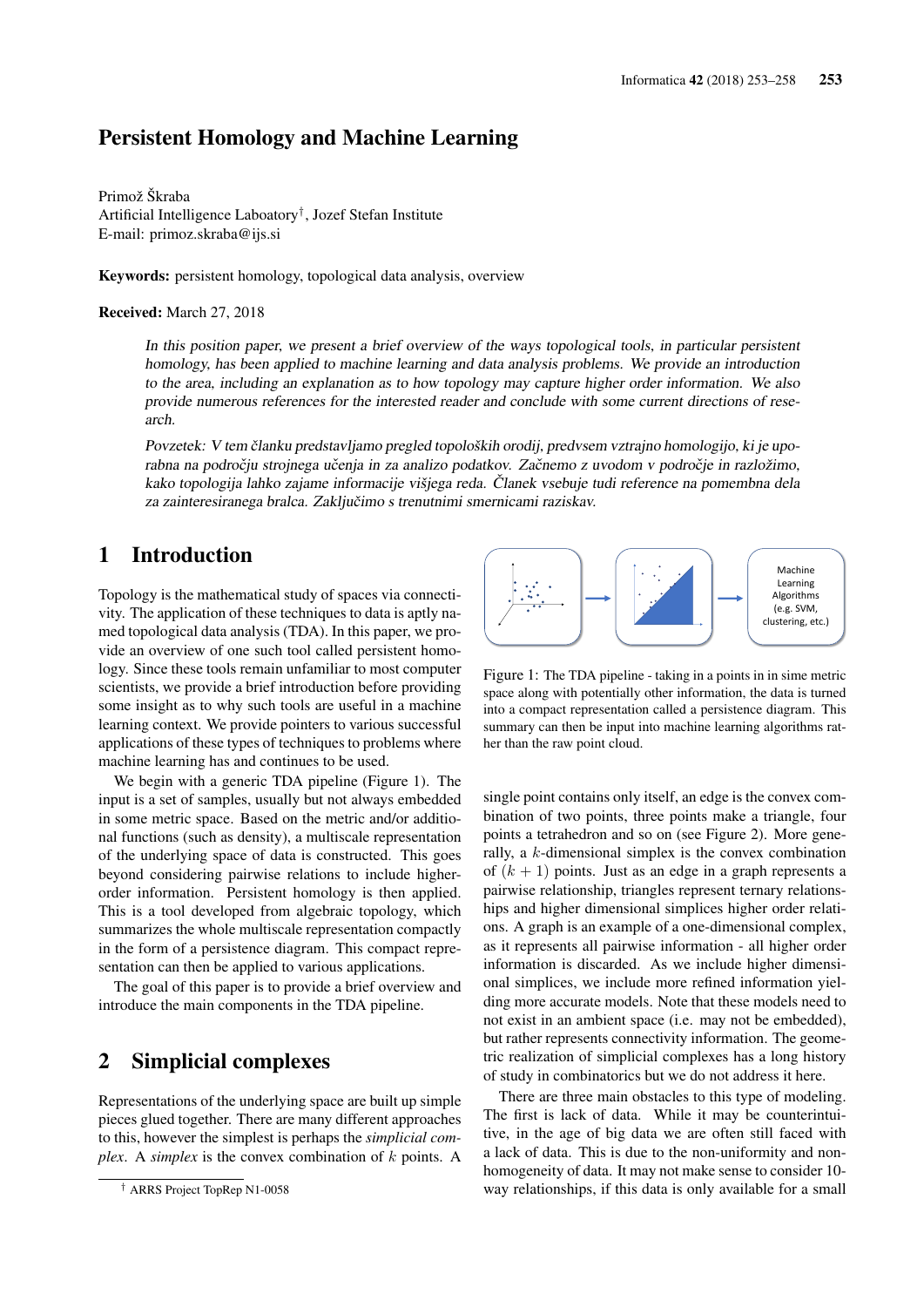# Persistent Homology and Machine Learning

Primož Škraba
Artificial Intelligence Laboatory[†], Jozef Stefan Institute
E-mail: primoz.skraba@ijs.si

**Keywords:** persistent homology, topological data analysis, overview

**Received:** March 27, 2018

*In this position paper, we present a brief overview of the ways topological tools, in particular persistent homology, has been applied to machine learning and data analysis problems. We provide an introduction to the area, including an explanation as to how topology may capture higher order information. We also provide numerous references for the interested reader and conclude with some current directions of research.*

*Povzetek: V tem članku predstavljamo pregled topoloških orodij, predvsem vztrajno homologijo, ki je uporabna na področju strojnega učenja in za analizo podatkov. Začnemo z uvodom v področje in razložimo, kako topologija lahko zajame informacije višjega reda. Članek vsebuje tudi reference na pomembna dela za zainteresiranega bralca. Zaključimo s trenutnimi smernicami raziskav.*

## 1 Introduction

Topology is the mathematical study of spaces via connectivity. The application of these techniques to data is aptly named topological data analysis (TDA). In this paper, we provide an overview of one such tool called persistent homology. Since these tools remain unfamiliar to most computer scientists, we provide a brief introduction before providing some insight as to why such tools are useful in a machine learning context. We provide pointers to various successful applications of these types of techniques to problems where machine learning has and continues to be used.

We begin with a generic TDA pipeline (Figure 1). The input is a set of samples, usually but not always embedded in some metric space. Based on the metric and/or additional functions (such as density), a multiscale representation of the underlying space of data is constructed. This goes beyond considering pairwise relations to include higher-order information. Persistent homology is then applied. This is a tool developed from algebraic topology, which summarizes the whole multiscale representation compactly in the form of a persistence diagram. This compact representation can then be applied to various applications.

The goal of this paper is to provide a brief overview and introduce the main components in the TDA pipeline.

Machine Learning Algorithms (e.g. SVM, clustering, etc.)

Figure 1: The TDA pipeline - taking in a points in in sime metric space along with potentially other information, the data is turned into a compact representation called a persistence diagram. This summary can then be input into machine learning algorithms rather than the raw point cloud.

## 2 Simplicial complexes

Representations of the underlying space are built up simple pieces glued together. There are many different approaches to this, however the simplest is perhaps the *simplicial complex*. A *simplex* is the convex combination of $k$ points. A single point contains only itself, an edge is the convex combination of two points, three points make a triangle, four points a tetrahedron and so on (see Figure 2). More generally, a $k$-dimensional simplex is the convex combination of $(k+1)$ points. Just as an edge in a graph represents a pairwise relationship, triangles represent ternary relationships and higher dimensional simplices higher order relations. A graph is an example of a one-dimensional complex, as it represents all pairwise information - all higher order information is discarded. As we include higher dimensional simplices, we include more refined information yielding more accurate models. Note that these models need to not exist in an ambient space (i.e. may not be embedded), but rather represents connectivity information. The geometric realization of simplicial complexes has a long history of study in combinatorics but we do not address it here.

There are three main obstacles to this type of modeling. The first is lack of data. While it may be counterintuitive, in the age of big data we are often still faced with a lack of data. This is due to the non-uniformity and non-homogeneity of data. It may not make sense to consider 10-way relationships, if this data is only available for a small

[†] ARRS Project TopRep N1-0058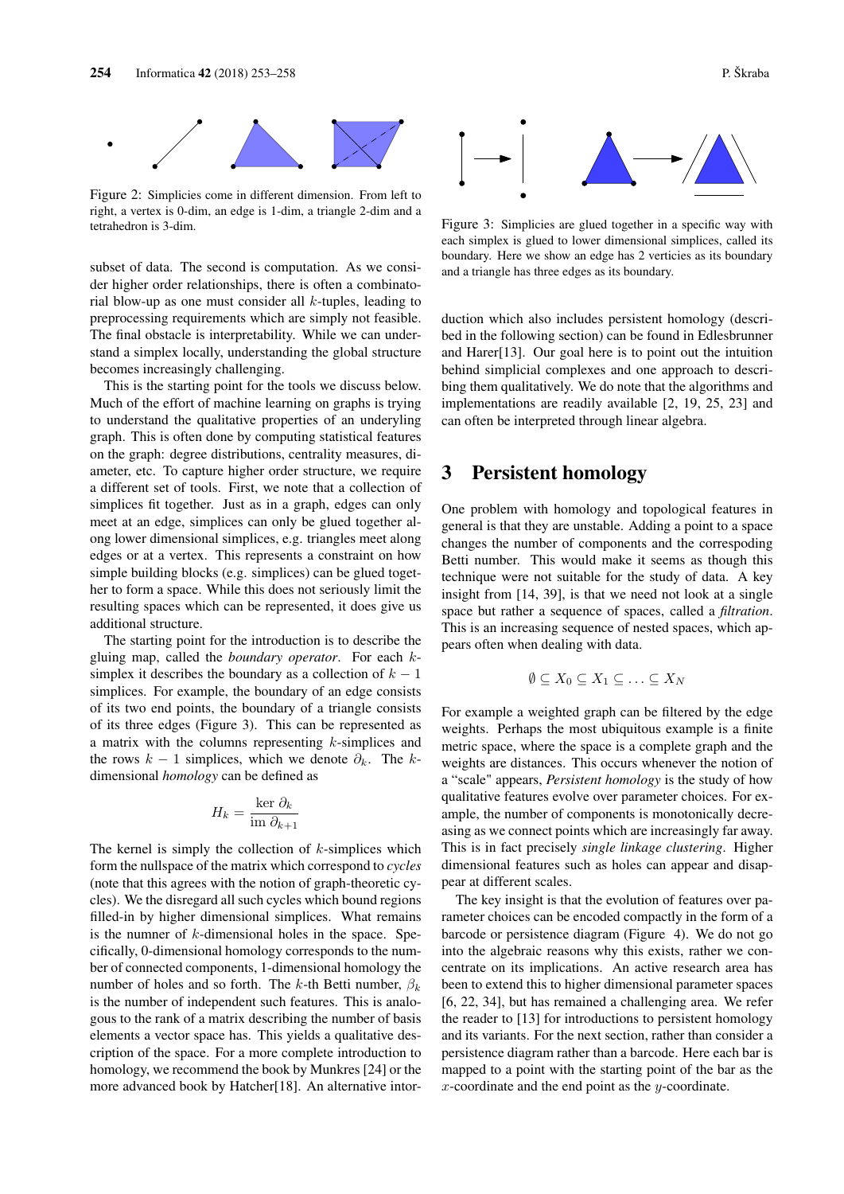Figure 2: Simplicies come in different dimension. From left to right, a vertex is 0-dim, an edge is 1-dim, a triangle 2-dim and a tetrahedron is 3-dim.

subset of data. The second is computation. As we consider higher order relationships, there is often a combinatorial blow-up as one must consider all $k$-tuples, leading to preprocessing requirements which are simply not feasible. The final obstacle is interpretability. While we can understand a simplex locally, understanding the global structure becomes increasingly challenging.

This is the starting point for the tools we discuss below. Much of the effort of machine learning on graphs is trying to understand the qualitative properties of an underyling graph. This is often done by computing statistical features on the graph: degree distributions, centrality measures, diameter, etc. To capture higher order structure, we require a different set of tools. First, we note that a collection of simplices fit together. Just as in a graph, edges can only meet at an edge, simplices can only be glued together along lower dimensional simplices, e.g. triangles meet along edges or at a vertex. This represents a constraint on how simple building blocks (e.g. simplices) can be glued together to form a space. While this does not seriously limit the resulting spaces which can be represented, it does give us additional structure.

The starting point for the introduction is to describe the gluing map, called the *boundary operator*. For each $k$-simplex it describes the boundary as a collection of $k-1$ simplices. For example, the boundary of an edge consists of its two end points, the boundary of a triangle consists of its three edges (Figure 3). This can be represented as a matrix with the columns representing $k$-simplices and the rows $k-1$ simplices, which we denote $\partial_k$. The $k$-dimensional *homology* can be defined as

$$H_k = \frac{\ker \partial_k}{\text{im } \partial_{k+1}}$$

The kernel is simply the collection of $k$-simplices which form the nullspace of the matrix which correspond to *cycles* (note that this agrees with the notion of graph-theoretic cycles). We the disregard all such cycles which bound regions filled-in by higher dimensional simplices. What remains is the numner of $k$-dimensional holes in the space. Specifically, 0-dimensional homology corresponds to the number of connected components, 1-dimensional homology the number of holes and so forth. The $k$-th Betti number, $\beta_k$ is the number of independent such features. This is analogous to the rank of a matrix describing the number of basis elements a vector space has. This yields a qualitative description of the space. For a more complete introduction to homology, we recommend the book by Munkres [24] or the more advanced book by Hatcher[18]. An alternative introduction which also includes persistent homology (described in the following section) can be found in Edlesbrunner and Harer[13]. Our goal here is to point out the intuition behind simplicial complexes and one approach to describing them qualitatively. We do note that the algorithms and implementations are readily available [2, 19, 25, 23] and can often be interpreted through linear algebra.

Figure 3: Simplicies are glued together in a specific way with each simplex is glued to lower dimensional simplices, called its boundary. Here we show an edge has 2 verticies as its boundary and a triangle has three edges as its boundary.

## 3 Persistent homology

One problem with homology and topological features in general is that they are unstable. Adding a point to a space changes the number of components and the correspoding Betti number. This would make it seems as though this technique were not suitable for the study of data. A key insight from [14, 39], is that we need not look at a single space but rather a sequence of spaces, called a *filtration*. This is an increasing sequence of nested spaces, which appears often when dealing with data.

$$\emptyset \subseteq X_0 \subseteq X_1 \subseteq \ldots \subseteq X_N$$

For example a weighted graph can be filtered by the edge weights. Perhaps the most ubiquitous example is a finite metric space, where the space is a complete graph and the weights are distances. This occurs whenever the notion of a "scale" appears, *Persistent homology* is the study of how qualitative features evolve over parameter choices. For example, the number of components is monotonically decreasing as we connect points which are increasingly far away. This is in fact precisely *single linkage clustering*. Higher dimensional features such as holes can appear and disappear at different scales.

The key insight is that the evolution of features over parameter choices can be encoded compactly in the form of a barcode or persistence diagram (Figure 4). We do not go into the algebraic reasons why this exists, rather we concentrate on its implications. An active research area has been to extend this to higher dimensional parameter spaces [6, 22, 34], but has remained a challenging area. We refer the reader to [13] for introductions to persistent homology and its variants. For the next section, rather than consider a persistence diagram rather than a barcode. Here each bar is mapped to a point with the starting point of the bar as the $x$-coordinate and the end point as the $y$-coordinate.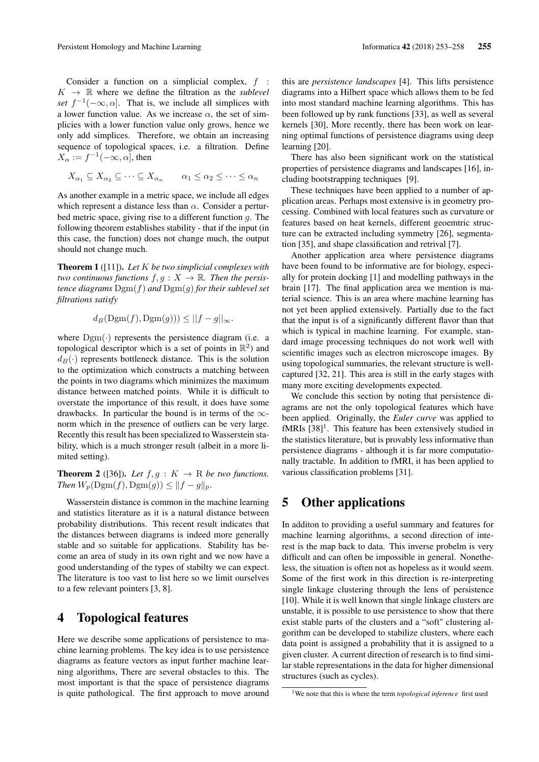Consider a function on a simplicial complex, $f : K \to \mathbb{R}$ where we define the filtration as the *sublevel set* $f^{-1}(-\infty, \alpha]$. That is, we include all simplices with a lower function value. As we increase $\alpha$, the set of simplicies with a lower function value only grows, hence we only add simplices. Therefore, we obtain an increasing sequence of topological spaces, i.e. a filtration. Define $X_\alpha := f^{-1}(-\infty, \alpha]$, then

$$X_{\alpha_1} \subseteq X_{\alpha_2} \subseteq \cdots \subseteq X_{\alpha_n} \qquad \alpha_1 \leq \alpha_2 \leq \cdots \leq \alpha_n$$

As another example in a metric space, we include all edges which represent a distance less than $\alpha$. Consider a perturbed metric space, giving rise to a different function $g$. The following theorem establishes stability - that if the input (in this case, the function) does not change much, the output should not change much.

**Theorem 1** ([11]). *Let $K$ be two simplicial complexes with two continuous functions $f, g : X \to \mathbb{R}$. Then the persistence diagrams $\mathrm{Dgm}(f)$ and $\mathrm{Dgm}(g)$ for their sublevel set filtrations satisfy*

$$d_B(\mathrm{Dgm}(f), \mathrm{Dgm}(g))) \leq ||f - g||_\infty.$$

where $\mathrm{Dgm}(\cdot)$ represents the persistence diagram (i.e. a topological descriptor which is a set of points in $\mathbb{R}^2$) and $d_B(\cdot)$ represents bottleneck distance. This is the solution to the optimization which constructs a matching between the points in two diagrams which minimizes the maximum distance between matched points. While it is difficult to overstate the importance of this result, it does have some drawbacks. In particular the bound is in terms of the $\infty$-norm which in the presence of outliers can be very large. Recently this result has been specialized to Wasserstein stability, which is a much stronger result (albeit in a more limited setting).

**Theorem 2** ([36]). *Let $f, g : K \to \mathrm{R}$ be two functions. Then $W_p(\mathrm{Dgm}(f), \mathrm{Dgm}(g)) \leq \|f - g\|_p$.*

Wasserstein distance is common in the machine learning and statistics literature as it is a natural distance between probability distributions. This recent result indicates that the distances between diagrams is indeed more generally stable and so suitable for applications. Stability has become an area of study in its own right and we now have a good understanding of the types of stabilty we can expect. The literature is too vast to list here so we limit ourselves to a few relevant pointers [3, 8].

# 4 Topological features

Here we describe some applications of persistence to machine learning problems. The key idea is to use persistence diagrams as feature vectors as input further machine learning algorithms, There are several obstacles to this. The most important is that the space of persistence diagrams is quite pathological. The first approach to move around this are *persistence landscapes* [4]. This lifts persistence diagrams into a Hilbert space which allows them to be fed into most standard machine learning algorithms. This has been followed up by rank functions [33], as well as several kernels [30], More recently, there has been work on learning optimal functions of persistence diagrams using deep learning [20].

There has also been significant work on the statistical properties of persistence diagrams and landscapes [16], including bootstrapping techniques [9].

These techniques have been applied to a number of application areas. Perhaps most extensive is in geometry processing. Combined with local features such as curvature or features based on heat kernels, different geoemtric structure can be extracted including symmetry [26], segmentation [35], and shape classification and retrival [7].

Another application area where persistence diagrams have been found to be informative are for biology, especially for protein docking [1] and modelling pathways in the brain [17]. The final application area we mention is material science. This is an area where machine learning has not yet been applied extensively. Partially due to the fact that the input is of a significantly different flavor than that which is typical in machine learning. For example, standard image processing techniques do not work well with scientific images such as electron microscope images. By using topological summaries, the relevant structure is well-captured [32, 21]. This area is still in the early stages with many more exciting developments expected.

We conclude this section by noting that persistence diagrams are not the only topological features which have been applied. Originally, the *Euler curve* was applied to fMRIs [38][1]. This feature has been extensively studied in the statistics literature, but is provably less informative than persistence diagrams - although it is far more computationally tractable. In addition to fMRI, it has been applied to various classification problems [31].

# 5 Other applications

In additon to providing a useful summary and features for machine learning algorithms, a second direction of interest is the map back to data. This inverse probelm is very difficult and can often be impossible in general. Nonetheless, the situation is often not as hopeless as it would seem. Some of the first work in this direction is re-interpreting single linkage clustering through the lens of persistence [10]. While it is well known that single linkage clusters are unstable, it is possible to use persistence to show that there exist stable parts of the clusters and a "soft" clustering algorithm can be developed to stabilize clusters, where each data point is assigned a probability that it is assigned to a given cluster. A current direction of research is to find similar stable representations in the data for higher dimensional structures (such as cycles).

[1] We note that this is where the term *topological inference* first used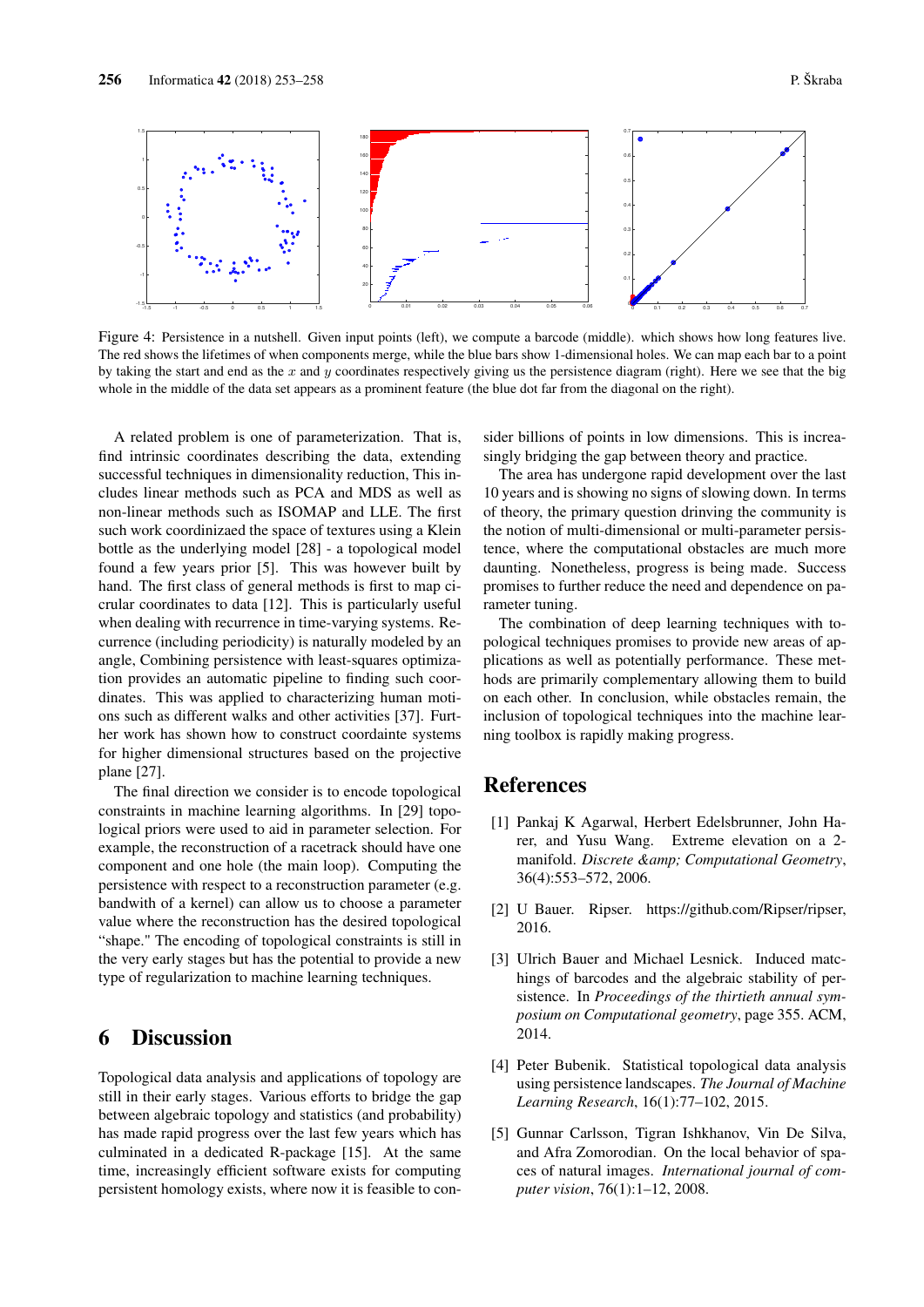Figure 4: Persistence in a nutshell. Given input points (left), we compute a barcode (middle). which shows how long features live. The red shows the lifetimes of when components merge, while the blue bars show 1-dimensional holes. We can map each bar to a point by taking the start and end as the $x$ and $y$ coordinates respectively giving us the persistence diagram (right). Here we see that the big whole in the middle of the data set appears as a prominent feature (the blue dot far from the diagonal on the right).

A related problem is one of parameterization. That is, find intrinsic coordinates describing the data, extending successful techniques in dimensionality reduction, This includes linear methods such as PCA and MDS as well as non-linear methods such as ISOMAP and LLE. The first such work coordinizaed the space of textures using a Klein bottle as the underlying model [28] - a topological model found a few years prior [5]. This was however built by hand. The first class of general methods is first to map cicrular coordinates to data [12]. This is particularly useful when dealing with recurrence in time-varying systems. Recurrence (including periodicity) is naturally modeled by an angle, Combining persistence with least-squares optimization provides an automatic pipeline to finding such coordinates. This was applied to characterizing human motions such as different walks and other activities [37]. Further work has shown how to construct coordiante systems for higher dimensional structures based on the projective plane [27].

The final direction we consider is to encode topological constraints in machine learning algorithms. In [29] topological priors were used to aid in parameter selection. For example, the reconstruction of a racetrack should have one component and one hole (the main loop). Computing the persistence with respect to a reconstruction parameter (e.g. bandwith of a kernel) can allow us to choose a parameter value where the reconstruction has the desired topological "shape." The encoding of topological constraints is still in the very early stages but has the potential to provide a new type of regularization to machine learning techniques.

## 6 Discussion

Topological data analysis and applications of topology are still in their early stages. Various efforts to bridge the gap between algebraic topology and statistics (and probability) has made rapid progress over the last few years which has culminated in a dedicated R-package [15]. At the same time, increasingly efficient software exists for computing persistent homology exists, where now it is feasible to consider billions of points in low dimensions. This is increasingly bridging the gap between theory and practice.

The area has undergone rapid development over the last 10 years and is showing no signs of slowing down. In terms of theory, the primary question drinving the community is the notion of multi-dimensional or multi-parameter persistence, where the computational obstacles are much more daunting. Nonetheless, progress is being made. Success promises to further reduce the need and dependence on parameter tuning.

The combination of deep learning techniques with topological techniques promises to provide new areas of applications as well as potentially performance. These methods are primarily complementary allowing them to build on each other. In conclusion, while obstacles remain, the inclusion of topological techniques into the machine learning toolbox is rapidly making progress.

## References

[1] Pankaj K Agarwal, Herbert Edelsbrunner, John Harer, and Yusu Wang. Extreme elevation on a 2-manifold. *Discrete &amp; Computational Geometry*, 36(4):553–572, 2006.

[2] U Bauer. Ripser. https://github.com/Ripser/ripser, 2016.

[3] Ulrich Bauer and Michael Lesnick. Induced matchings of barcodes and the algebraic stability of persistence. In *Proceedings of the thirtieth annual symposium on Computational geometry*, page 355. ACM, 2014.

[4] Peter Bubenik. Statistical topological data analysis using persistence landscapes. *The Journal of Machine Learning Research*, 16(1):77–102, 2015.

[5] Gunnar Carlsson, Tigran Ishkhanov, Vin De Silva, and Afra Zomorodian. On the local behavior of spaces of natural images. *International journal of computer vision*, 76(1):1–12, 2008.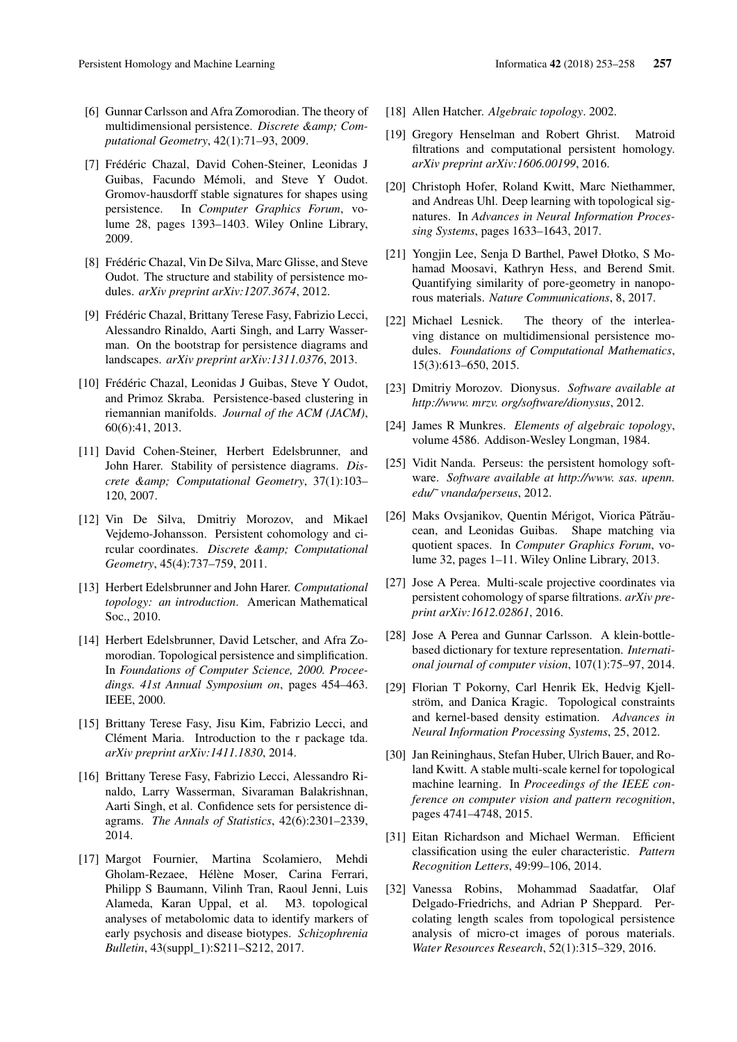[6] Gunnar Carlsson and Afra Zomorodian. The theory of multidimensional persistence. *Discrete &amp; Computational Geometry*, 42(1):71–93, 2009.

[7] Frédéric Chazal, David Cohen-Steiner, Leonidas J Guibas, Facundo Mémoli, and Steve Y Oudot. Gromov-hausdorff stable signatures for shapes using persistence. In *Computer Graphics Forum*, volume 28, pages 1393–1403. Wiley Online Library, 2009.

[8] Frédéric Chazal, Vin De Silva, Marc Glisse, and Steve Oudot. The structure and stability of persistence modules. *arXiv preprint arXiv:1207.3674*, 2012.

[9] Frédéric Chazal, Brittany Terese Fasy, Fabrizio Lecci, Alessandro Rinaldo, Aarti Singh, and Larry Wasserman. On the bootstrap for persistence diagrams and landscapes. *arXiv preprint arXiv:1311.0376*, 2013.

[10] Frédéric Chazal, Leonidas J Guibas, Steve Y Oudot, and Primoz Skraba. Persistence-based clustering in riemannian manifolds. *Journal of the ACM (JACM)*, 60(6):41, 2013.

[11] David Cohen-Steiner, Herbert Edelsbrunner, and John Harer. Stability of persistence diagrams. *Discrete &amp; Computational Geometry*, 37(1):103–120, 2007.

[12] Vin De Silva, Dmitriy Morozov, and Mikael Vejdemo-Johansson. Persistent cohomology and circular coordinates. *Discrete &amp; Computational Geometry*, 45(4):737–759, 2011.

[13] Herbert Edelsbrunner and John Harer. *Computational topology: an introduction*. American Mathematical Soc., 2010.

[14] Herbert Edelsbrunner, David Letscher, and Afra Zomorodian. Topological persistence and simplification. In *Foundations of Computer Science, 2000. Proceedings. 41st Annual Symposium on*, pages 454–463. IEEE, 2000.

[15] Brittany Terese Fasy, Jisu Kim, Fabrizio Lecci, and Clément Maria. Introduction to the r package tda. *arXiv preprint arXiv:1411.1830*, 2014.

[16] Brittany Terese Fasy, Fabrizio Lecci, Alessandro Rinaldo, Larry Wasserman, Sivaraman Balakrishnan, Aarti Singh, et al. Confidence sets for persistence diagrams. *The Annals of Statistics*, 42(6):2301–2339, 2014.

[17] Margot Fournier, Martina Scolamiero, Mehdi Gholam-Rezaee, Hélène Moser, Carina Ferrari, Philipp S Baumann, Vilinh Tran, Raoul Jenni, Luis Alameda, Karan Uppal, et al. M3. topological analyses of metabolomic data to identify markers of early psychosis and disease biotypes. *Schizophrenia Bulletin*, 43(suppl_1):S211–S212, 2017.

[18] Allen Hatcher. *Algebraic topology*. 2002.

[19] Gregory Henselman and Robert Ghrist. Matroid filtrations and computational persistent homology. *arXiv preprint arXiv:1606.00199*, 2016.

[20] Christoph Hofer, Roland Kwitt, Marc Niethammer, and Andreas Uhl. Deep learning with topological signatures. In *Advances in Neural Information Processing Systems*, pages 1633–1643, 2017.

[21] Yongjin Lee, Senja D Barthel, Paweł Dłotko, S Mohamad Moosavi, Kathryn Hess, and Berend Smit. Quantifying similarity of pore-geometry in nanoporous materials. *Nature Communications*, 8, 2017.

[22] Michael Lesnick. The theory of the interleaving distance on multidimensional persistence modules. *Foundations of Computational Mathematics*, 15(3):613–650, 2015.

[23] Dmitriy Morozov. Dionysus. *Software available at http://www. mrzv. org/software/dionysus*, 2012.

[24] James R Munkres. *Elements of algebraic topology*, volume 4586. Addison-Wesley Longman, 1984.

[25] Vidit Nanda. Perseus: the persistent homology software. *Software available at http://www. sas. upenn. edu/˜ vnanda/perseus*, 2012.

[26] Maks Ovsjanikov, Quentin Mérigot, Viorica Pătrăucean, and Leonidas Guibas. Shape matching via quotient spaces. In *Computer Graphics Forum*, volume 32, pages 1–11. Wiley Online Library, 2013.

[27] Jose A Perea. Multi-scale projective coordinates via persistent cohomology of sparse filtrations. *arXiv preprint arXiv:1612.02861*, 2016.

[28] Jose A Perea and Gunnar Carlsson. A klein-bottle-based dictionary for texture representation. *International journal of computer vision*, 107(1):75–97, 2014.

[29] Florian T Pokorny, Carl Henrik Ek, Hedvig Kjellström, and Danica Kragic. Topological constraints and kernel-based density estimation. *Advances in Neural Information Processing Systems*, 25, 2012.

[30] Jan Reininghaus, Stefan Huber, Ulrich Bauer, and Roland Kwitt. A stable multi-scale kernel for topological machine learning. In *Proceedings of the IEEE conference on computer vision and pattern recognition*, pages 4741–4748, 2015.

[31] Eitan Richardson and Michael Werman. Efficient classification using the euler characteristic. *Pattern Recognition Letters*, 49:99–106, 2014.

[32] Vanessa Robins, Mohammad Saadatfar, Olaf Delgado-Friedrichs, and Adrian P Sheppard. Percolating length scales from topological persistence analysis of micro-ct images of porous materials. *Water Resources Research*, 52(1):315–329, 2016.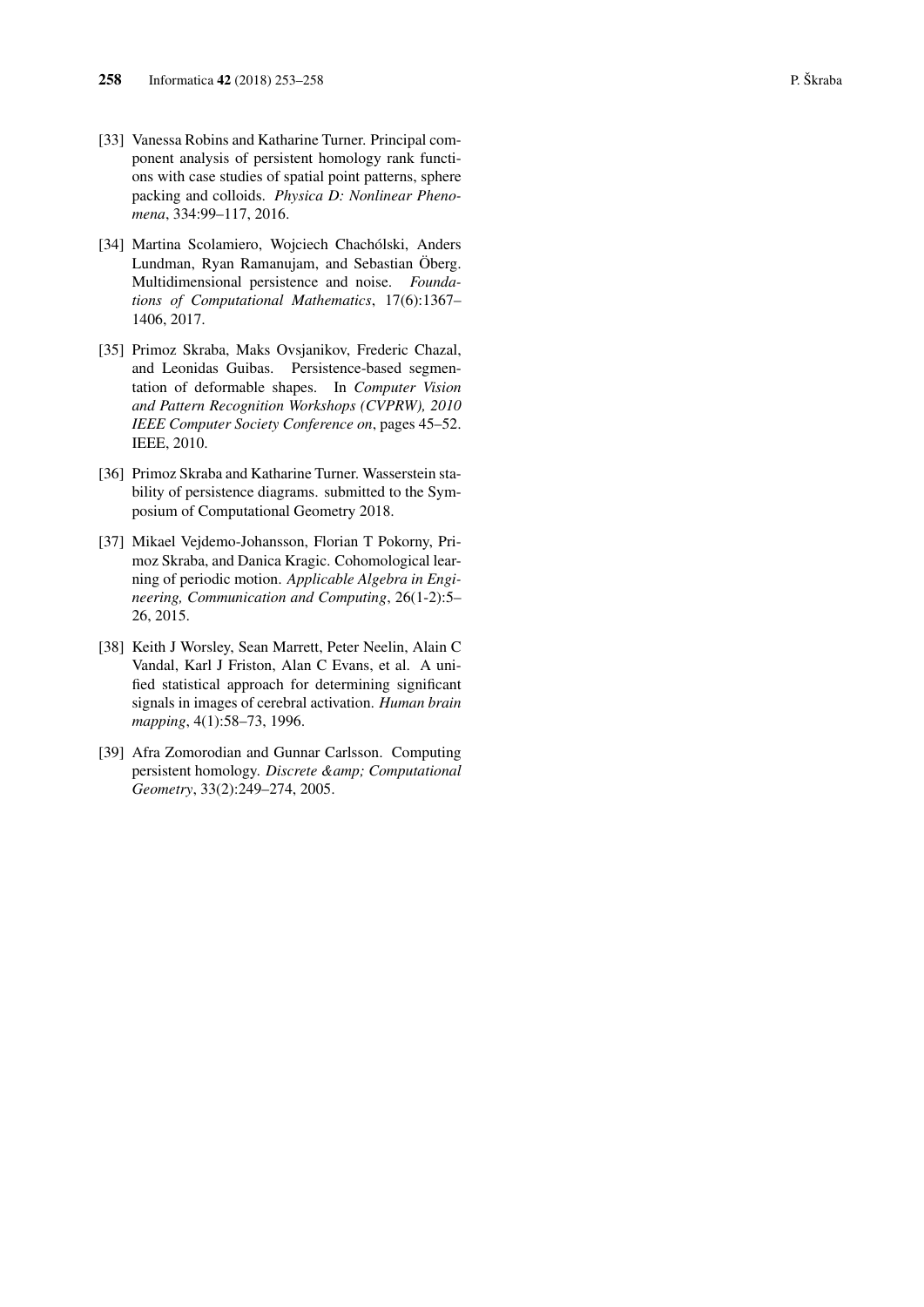[33] Vanessa Robins and Katharine Turner. Principal component analysis of persistent homology rank functions with case studies of spatial point patterns, sphere packing and colloids. *Physica D: Nonlinear Phenomena*, 334:99–117, 2016.

[34] Martina Scolamiero, Wojciech Chachólski, Anders Lundman, Ryan Ramanujam, and Sebastian Öberg. Multidimensional persistence and noise. *Foundations of Computational Mathematics*, 17(6):1367–1406, 2017.

[35] Primoz Skraba, Maks Ovsjanikov, Frederic Chazal, and Leonidas Guibas. Persistence-based segmentation of deformable shapes. In *Computer Vision and Pattern Recognition Workshops (CVPRW), 2010 IEEE Computer Society Conference on*, pages 45–52. IEEE, 2010.

[36] Primoz Skraba and Katharine Turner. Wasserstein stability of persistence diagrams. submitted to the Symposium of Computational Geometry 2018.

[37] Mikael Vejdemo-Johansson, Florian T Pokorny, Primoz Skraba, and Danica Kragic. Cohomological learning of periodic motion. *Applicable Algebra in Engineering, Communication and Computing*, 26(1-2):5–26, 2015.

[38] Keith J Worsley, Sean Marrett, Peter Neelin, Alain C Vandal, Karl J Friston, Alan C Evans, et al. A unified statistical approach for determining significant signals in images of cerebral activation. *Human brain mapping*, 4(1):58–73, 1996.

[39] Afra Zomorodian and Gunnar Carlsson. Computing persistent homology. *Discrete &amp; Computational Geometry*, 33(2):249–274, 2005.